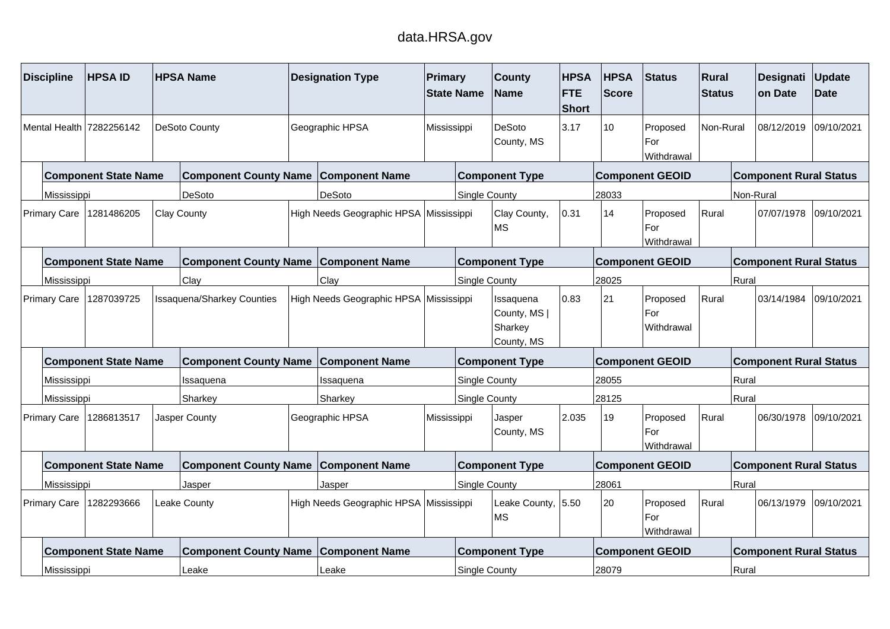data.HRSA.gov

| Discipline | HPSA ID | HPSA Name | Designation Type | Primary State Name | County Name | HPSA FTE Short | HPSA Score | Status | Rural Status | Designation Date | Update Date |
|---|---|---|---|---|---|---|---|---|---|---|---|
| Mental Health | 7282256142 | DeSoto County | Geographic HPSA | Mississippi | DeSoto County, MS | 3.17 | 10 | Proposed For Withdrawal | Non-Rural | 08/12/2019 | 09/10/2021 |

| Component State Name | Component County Name | Component Name | Component Type | Component GEOID | Component Rural Status |
|---|---|---|---|---|---|
| Mississippi | DeSoto | DeSoto | Single County | 28033 | Non-Rural |

| Discipline | HPSA ID | HPSA Name | Designation Type | Primary State Name | County Name | HPSA FTE Short | HPSA Score | Status | Rural Status | Designation Date | Update Date |
|---|---|---|---|---|---|---|---|---|---|---|---|
| Primary Care | 1281486205 | Clay County | High Needs Geographic HPSA | Mississippi | Clay County, MS | 0.31 | 14 | Proposed For Withdrawal | Rural | 07/07/1978 | 09/10/2021 |

| Component State Name | Component County Name | Component Name | Component Type | Component GEOID | Component Rural Status |
|---|---|---|---|---|---|
| Mississippi | Clay | Clay | Single County | 28025 | Rural |

| Discipline | HPSA ID | HPSA Name | Designation Type | Primary State Name | County Name | HPSA FTE Short | HPSA Score | Status | Rural Status | Designation Date | Update Date |
|---|---|---|---|---|---|---|---|---|---|---|---|
| Primary Care | 1287039725 | Issaquena/Sharkey Counties | High Needs Geographic HPSA | Mississippi | Issaquena County, MS \| Sharkey County, MS | 0.83 | 21 | Proposed For Withdrawal | Rural | 03/14/1984 | 09/10/2021 |

| Component State Name | Component County Name | Component Name | Component Type | Component GEOID | Component Rural Status |
|---|---|---|---|---|---|
| Mississippi | Issaquena | Issaquena | Single County | 28055 | Rural |
| Mississippi | Sharkey | Sharkey | Single County | 28125 | Rural |

| Discipline | HPSA ID | HPSA Name | Designation Type | Primary State Name | County Name | HPSA FTE Short | HPSA Score | Status | Rural Status | Designation Date | Update Date |
|---|---|---|---|---|---|---|---|---|---|---|---|
| Primary Care | 1286813517 | Jasper County | Geographic HPSA | Mississippi | Jasper County, MS | 2.035 | 19 | Proposed For Withdrawal | Rural | 06/30/1978 | 09/10/2021 |

| Component State Name | Component County Name | Component Name | Component Type | Component GEOID | Component Rural Status |
|---|---|---|---|---|---|
| Mississippi | Jasper | Jasper | Single County | 28061 | Rural |

| Discipline | HPSA ID | HPSA Name | Designation Type | Primary State Name | County Name | HPSA FTE Short | HPSA Score | Status | Rural Status | Designation Date | Update Date |
|---|---|---|---|---|---|---|---|---|---|---|---|
| Primary Care | 1282293666 | Leake County | High Needs Geographic HPSA | Mississippi | Leake County, MS | 5.50 | 20 | Proposed For Withdrawal | Rural | 06/13/1979 | 09/10/2021 |

| Component State Name | Component County Name | Component Name | Component Type | Component GEOID | Component Rural Status |
|---|---|---|---|---|---|
| Mississippi | Leake | Leake | Single County | 28079 | Rural |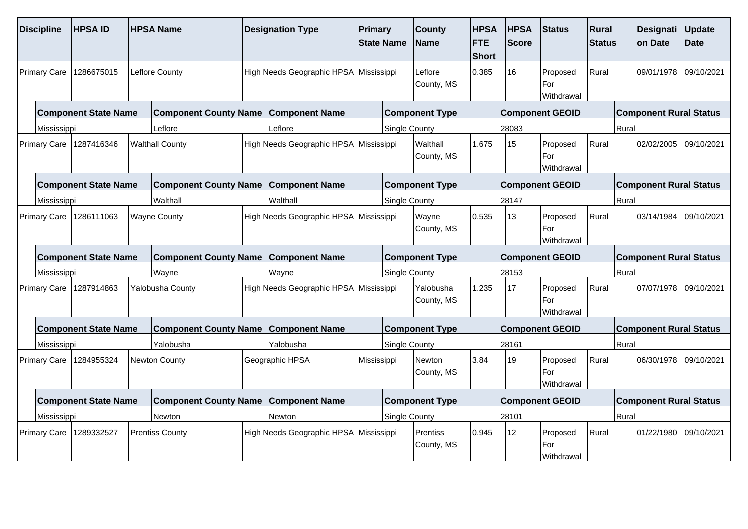| Discipline | HPSA ID | HPSA Name | Designation Type | Primary State Name | County Name | HPSA FTE Short | HPSA Score | Status | Rural Status | Designation Date | Update Date |
|---|---|---|---|---|---|---|---|---|---|---|---|
| Primary Care | 1286675015 | Leflore County | High Needs Geographic HPSA | Mississippi | Leflore County, MS | 0.385 | 16 | Proposed For Withdrawal | Rural | 09/01/1978 | 09/10/2021 |

| Component State Name | Component County Name | Component Name | Component Type | Component GEOID | Component Rural Status |
|---|---|---|---|---|---|
| Mississippi | Leflore | Leflore | Single County | 28083 | Rural |

| Discipline | HPSA ID | HPSA Name | Designation Type | Primary State Name | County Name | HPSA FTE Short | HPSA Score | Status | Rural Status | Designation Date | Update Date |
|---|---|---|---|---|---|---|---|---|---|---|---|
| Primary Care | 1287416346 | Walthall County | High Needs Geographic HPSA | Mississippi | Walthall County, MS | 1.675 | 15 | Proposed For Withdrawal | Rural | 02/02/2005 | 09/10/2021 |

| Component State Name | Component County Name | Component Name | Component Type | Component GEOID | Component Rural Status |
|---|---|---|---|---|---|
| Mississippi | Walthall | Walthall | Single County | 28147 | Rural |

| Discipline | HPSA ID | HPSA Name | Designation Type | Primary State Name | County Name | HPSA FTE Short | HPSA Score | Status | Rural Status | Designation Date | Update Date |
|---|---|---|---|---|---|---|---|---|---|---|---|
| Primary Care | 1286111063 | Wayne County | High Needs Geographic HPSA | Mississippi | Wayne County, MS | 0.535 | 13 | Proposed For Withdrawal | Rural | 03/14/1984 | 09/10/2021 |

| Component State Name | Component County Name | Component Name | Component Type | Component GEOID | Component Rural Status |
|---|---|---|---|---|---|
| Mississippi | Wayne | Wayne | Single County | 28153 | Rural |

| Discipline | HPSA ID | HPSA Name | Designation Type | Primary State Name | County Name | HPSA FTE Short | HPSA Score | Status | Rural Status | Designation Date | Update Date |
|---|---|---|---|---|---|---|---|---|---|---|---|
| Primary Care | 1287914863 | Yalobusha County | High Needs Geographic HPSA | Mississippi | Yalobusha County, MS | 1.235 | 17 | Proposed For Withdrawal | Rural | 07/07/1978 | 09/10/2021 |

| Component State Name | Component County Name | Component Name | Component Type | Component GEOID | Component Rural Status |
|---|---|---|---|---|---|
| Mississippi | Yalobusha | Yalobusha | Single County | 28161 | Rural |

| Discipline | HPSA ID | HPSA Name | Designation Type | Primary State Name | County Name | HPSA FTE Short | HPSA Score | Status | Rural Status | Designation Date | Update Date |
|---|---|---|---|---|---|---|---|---|---|---|---|
| Primary Care | 1284955324 | Newton County | Geographic HPSA | Mississippi | Newton County, MS | 3.84 | 19 | Proposed For Withdrawal | Rural | 06/30/1978 | 09/10/2021 |

| Component State Name | Component County Name | Component Name | Component Type | Component GEOID | Component Rural Status |
|---|---|---|---|---|---|
| Mississippi | Newton | Newton | Single County | 28101 | Rural |

| Discipline | HPSA ID | HPSA Name | Designation Type | Primary State Name | County Name | HPSA FTE Short | HPSA Score | Status | Rural Status | Designation Date | Update Date |
|---|---|---|---|---|---|---|---|---|---|---|---|
| Primary Care | 1289332527 | Prentiss County | High Needs Geographic HPSA | Mississippi | Prentiss County, MS | 0.945 | 12 | Proposed For Withdrawal | Rural | 01/22/1980 | 09/10/2021 |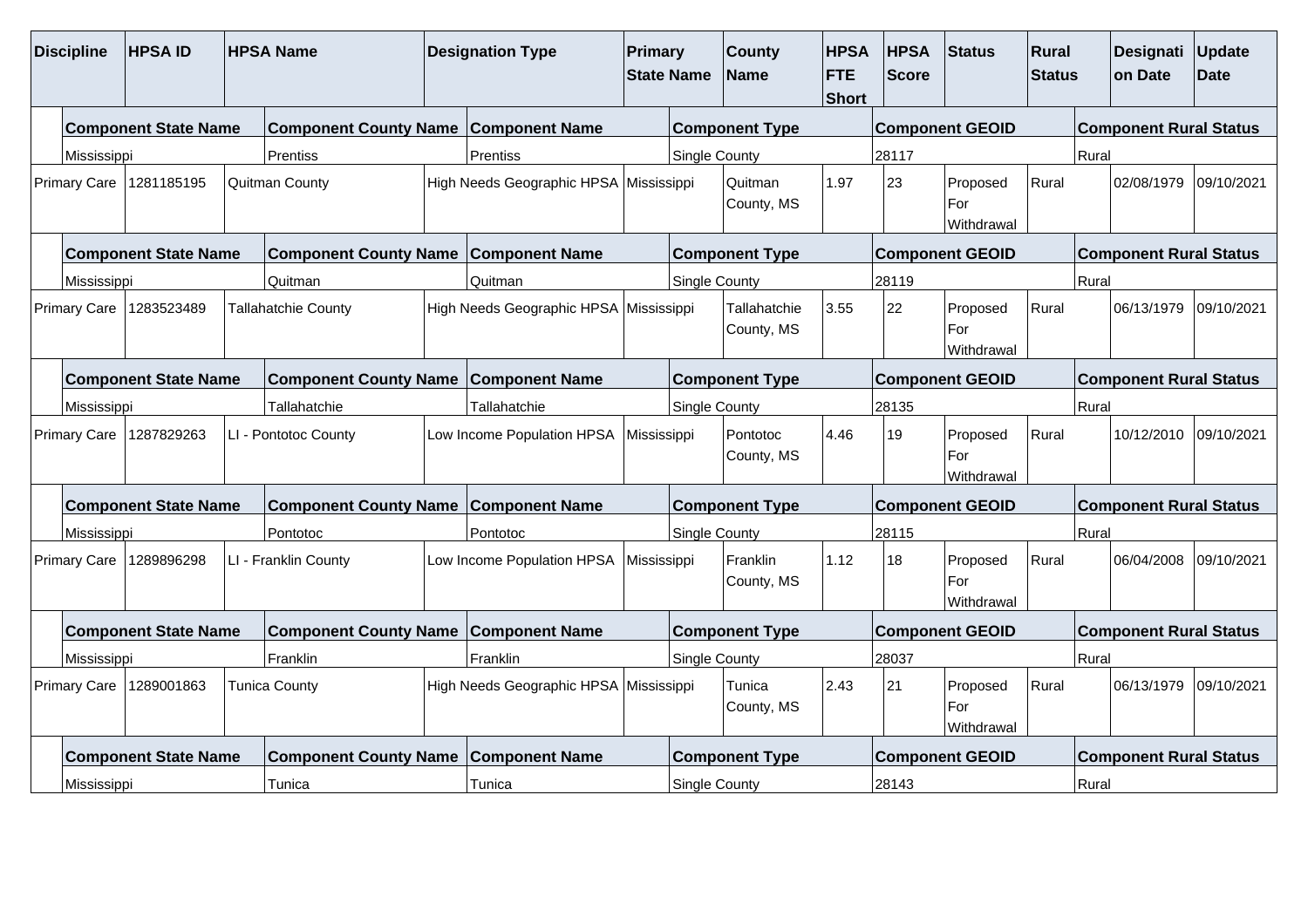| Discipline | HPSA ID | HPSA Name | Designation Type | Primary State Name | County Name | HPSA FTE Short | HPSA Score | Status | Rural Status | Designation Date | Update Date |
|---|---|---|---|---|---|---|---|---|---|---|---|
| | **Component State Name** | | **Component County Name** | **Component Name** | | **Component Type** | | **Component GEOID** | | **Component Rural Status** | |
| | Mississippi | | Prentiss | Prentiss | | Single County | | 28117 | | Rural | |
| Primary Care | 1281185195 | Quitman County | High Needs Geographic HPSA | Mississippi | Quitman County, MS | 1.97 | 23 | Proposed For Withdrawal | Rural | 02/08/1979 | 09/10/2021 |
| | **Component State Name** | | **Component County Name** | **Component Name** | | **Component Type** | | **Component GEOID** | | **Component Rural Status** | |
| | Mississippi | | Quitman | Quitman | | Single County | | 28119 | | Rural | |
| Primary Care | 1283523489 | Tallahatchie County | High Needs Geographic HPSA | Mississippi | Tallahatchie County, MS | 3.55 | 22 | Proposed For Withdrawal | Rural | 06/13/1979 | 09/10/2021 |
| | **Component State Name** | | **Component County Name** | **Component Name** | | **Component Type** | | **Component GEOID** | | **Component Rural Status** | |
| | Mississippi | | Tallahatchie | Tallahatchie | | Single County | | 28135 | | Rural | |
| Primary Care | 1287829263 | LI - Pontotoc County | Low Income Population HPSA | Mississippi | Pontotoc County, MS | 4.46 | 19 | Proposed For Withdrawal | Rural | 10/12/2010 | 09/10/2021 |
| | **Component State Name** | | **Component County Name** | **Component Name** | | **Component Type** | | **Component GEOID** | | **Component Rural Status** | |
| | Mississippi | | Pontotoc | Pontotoc | | Single County | | 28115 | | Rural | |
| Primary Care | 1289896298 | LI - Franklin County | Low Income Population HPSA | Mississippi | Franklin County, MS | 1.12 | 18 | Proposed For Withdrawal | Rural | 06/04/2008 | 09/10/2021 |
| | **Component State Name** | | **Component County Name** | **Component Name** | | **Component Type** | | **Component GEOID** | | **Component Rural Status** | |
| | Mississippi | | Franklin | Franklin | | Single County | | 28037 | | Rural | |
| Primary Care | 1289001863 | Tunica County | High Needs Geographic HPSA | Mississippi | Tunica County, MS | 2.43 | 21 | Proposed For Withdrawal | Rural | 06/13/1979 | 09/10/2021 |
| | **Component State Name** | | **Component County Name** | **Component Name** | | **Component Type** | | **Component GEOID** | | **Component Rural Status** | |
| | Mississippi | | Tunica | Tunica | | Single County | | 28143 | | Rural | |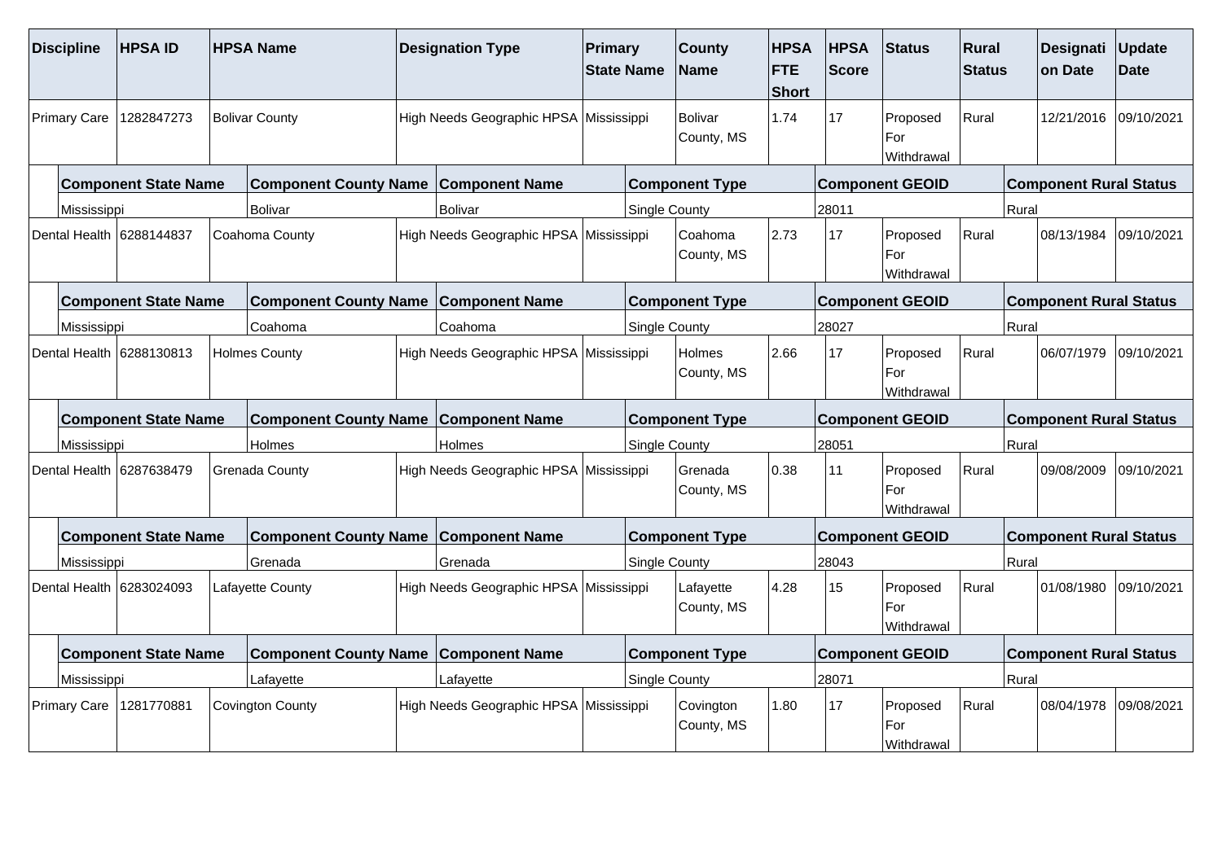| Discipline | HPSA ID | HPSA Name | Designation Type | Primary State Name | County Name | HPSA FTE Short | HPSA Score | Status | Rural Status | Designation Date | Update Date |
|---|---|---|---|---|---|---|---|---|---|---|---|
| Primary Care | 1282847273 | Bolivar County | High Needs Geographic HPSA | Mississippi | Bolivar County, MS | 1.74 | 17 | Proposed For Withdrawal | Rural | 12/21/2016 | 09/10/2021 |

| Component State Name | Component County Name | Component Name | Component Type | Component GEOID | Component Rural Status |
|---|---|---|---|---|---|
| Mississippi | Bolivar | Bolivar | Single County | 28011 | Rural |

| Discipline | HPSA ID | HPSA Name | Designation Type | Primary State Name | County Name | HPSA FTE Short | HPSA Score | Status | Rural Status | Designation Date | Update Date |
|---|---|---|---|---|---|---|---|---|---|---|---|
| Dental Health | 6288144837 | Coahoma County | High Needs Geographic HPSA | Mississippi | Coahoma County, MS | 2.73 | 17 | Proposed For Withdrawal | Rural | 08/13/1984 | 09/10/2021 |

| Component State Name | Component County Name | Component Name | Component Type | Component GEOID | Component Rural Status |
|---|---|---|---|---|---|
| Mississippi | Coahoma | Coahoma | Single County | 28027 | Rural |

| Discipline | HPSA ID | HPSA Name | Designation Type | Primary State Name | County Name | HPSA FTE Short | HPSA Score | Status | Rural Status | Designation Date | Update Date |
|---|---|---|---|---|---|---|---|---|---|---|---|
| Dental Health | 6288130813 | Holmes County | High Needs Geographic HPSA | Mississippi | Holmes County, MS | 2.66 | 17 | Proposed For Withdrawal | Rural | 06/07/1979 | 09/10/2021 |

| Component State Name | Component County Name | Component Name | Component Type | Component GEOID | Component Rural Status |
|---|---|---|---|---|---|
| Mississippi | Holmes | Holmes | Single County | 28051 | Rural |

| Discipline | HPSA ID | HPSA Name | Designation Type | Primary State Name | County Name | HPSA FTE Short | HPSA Score | Status | Rural Status | Designation Date | Update Date |
|---|---|---|---|---|---|---|---|---|---|---|---|
| Dental Health | 6287638479 | Grenada County | High Needs Geographic HPSA | Mississippi | Grenada County, MS | 0.38 | 11 | Proposed For Withdrawal | Rural | 09/08/2009 | 09/10/2021 |

| Component State Name | Component County Name | Component Name | Component Type | Component GEOID | Component Rural Status |
|---|---|---|---|---|---|
| Mississippi | Grenada | Grenada | Single County | 28043 | Rural |

| Discipline | HPSA ID | HPSA Name | Designation Type | Primary State Name | County Name | HPSA FTE Short | HPSA Score | Status | Rural Status | Designation Date | Update Date |
|---|---|---|---|---|---|---|---|---|---|---|---|
| Dental Health | 6283024093 | Lafayette County | High Needs Geographic HPSA | Mississippi | Lafayette County, MS | 4.28 | 15 | Proposed For Withdrawal | Rural | 01/08/1980 | 09/10/2021 |

| Component State Name | Component County Name | Component Name | Component Type | Component GEOID | Component Rural Status |
|---|---|---|---|---|---|
| Mississippi | Lafayette | Lafayette | Single County | 28071 | Rural |

| Discipline | HPSA ID | HPSA Name | Designation Type | Primary State Name | County Name | HPSA FTE Short | HPSA Score | Status | Rural Status | Designation Date | Update Date |
|---|---|---|---|---|---|---|---|---|---|---|---|
| Primary Care | 1281770881 | Covington County | High Needs Geographic HPSA | Mississippi | Covington County, MS | 1.80 | 17 | Proposed For Withdrawal | Rural | 08/04/1978 | 09/08/2021 |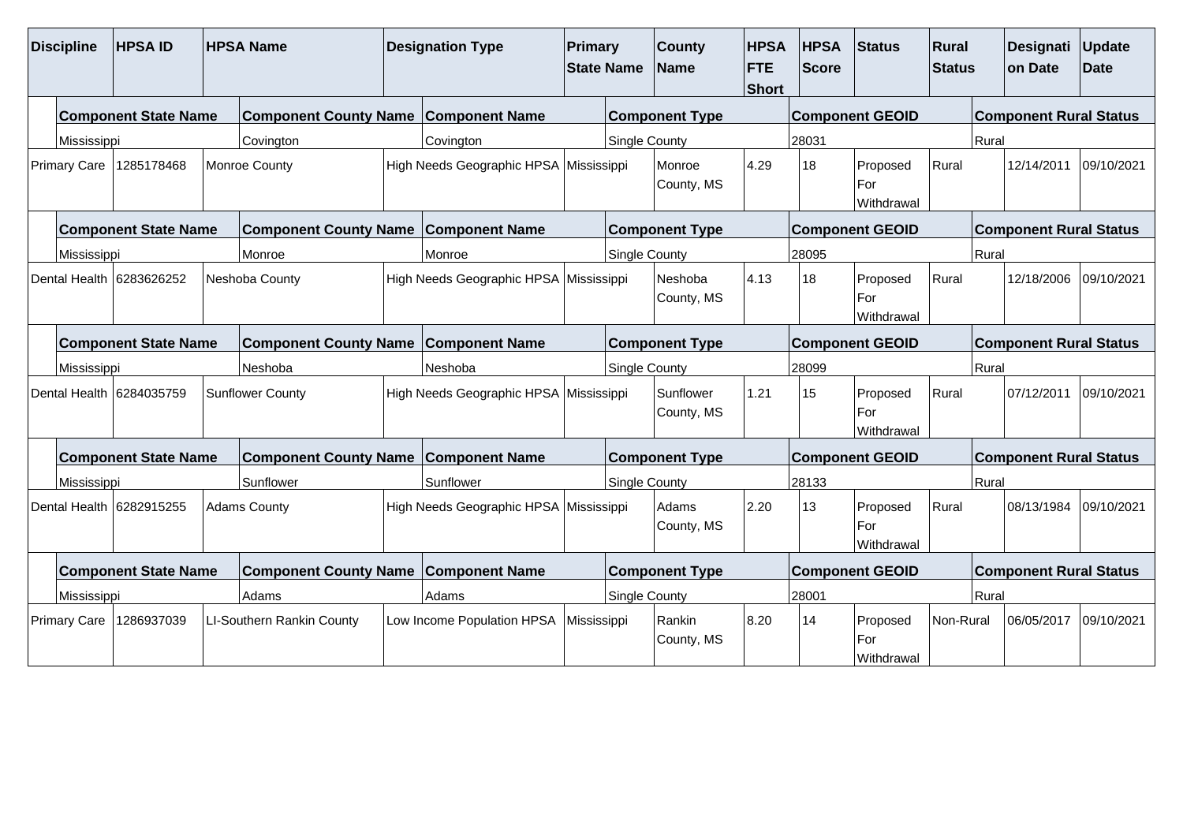| Discipline | HPSA ID | HPSA Name | Designation Type | Primary State Name | County Name | HPSA FTE Short | HPSA Score | Status | Rural Status | Designation Date | Update Date |
|---|---|---|---|---|---|---|---|---|---|---|---|
| | **Component State Name** | | **Component County Name** | **Component Name** | | **Component Type** | | **Component GEOID** | | **Component Rural Status** | |
| | Mississippi | | Covington | Covington | | Single County | | 28031 | | Rural | |
| Primary Care | 1285178468 | Monroe County | High Needs Geographic HPSA | Mississippi | Monroe County, MS | 4.29 | 18 | Proposed For Withdrawal | Rural | 12/14/2011 | 09/10/2021 |
| | **Component State Name** | | **Component County Name** | **Component Name** | | **Component Type** | | **Component GEOID** | | **Component Rural Status** | |
| | Mississippi | | Monroe | Monroe | | Single County | | 28095 | | Rural | |
| Dental Health | 6283626252 | Neshoba County | High Needs Geographic HPSA | Mississippi | Neshoba County, MS | 4.13 | 18 | Proposed For Withdrawal | Rural | 12/18/2006 | 09/10/2021 |
| | **Component State Name** | | **Component County Name** | **Component Name** | | **Component Type** | | **Component GEOID** | | **Component Rural Status** | |
| | Mississippi | | Neshoba | Neshoba | | Single County | | 28099 | | Rural | |
| Dental Health | 6284035759 | Sunflower County | High Needs Geographic HPSA | Mississippi | Sunflower County, MS | 1.21 | 15 | Proposed For Withdrawal | Rural | 07/12/2011 | 09/10/2021 |
| | **Component State Name** | | **Component County Name** | **Component Name** | | **Component Type** | | **Component GEOID** | | **Component Rural Status** | |
| | Mississippi | | Sunflower | Sunflower | | Single County | | 28133 | | Rural | |
| Dental Health | 6282915255 | Adams County | High Needs Geographic HPSA | Mississippi | Adams County, MS | 2.20 | 13 | Proposed For Withdrawal | Rural | 08/13/1984 | 09/10/2021 |
| | **Component State Name** | | **Component County Name** | **Component Name** | | **Component Type** | | **Component GEOID** | | **Component Rural Status** | |
| | Mississippi | | Adams | Adams | | Single County | | 28001 | | Rural | |
| Primary Care | 1286937039 | LI-Southern Rankin County | Low Income Population HPSA | Mississippi | Rankin County, MS | 8.20 | 14 | Proposed For Withdrawal | Non-Rural | 06/05/2017 | 09/10/2021 |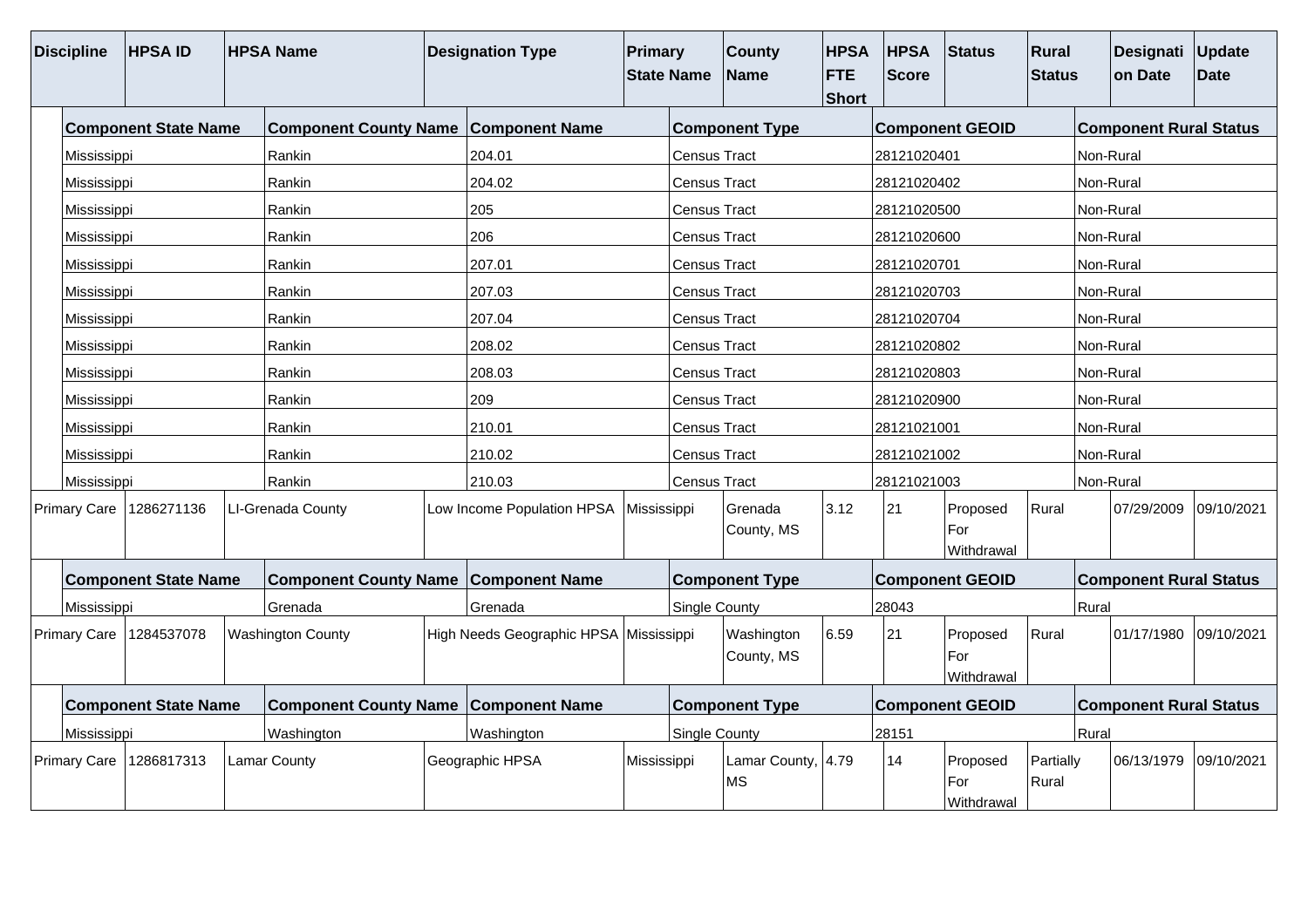| Discipline | HPSA ID | HPSA Name | Designation Type | Primary State Name | County Name | HPSA FTE Short | HPSA Score | Status | Rural Status | Designation Date | Update Date |
|---|---|---|---|---|---|---|---|---|---|---|---|

| Component State Name | Component County Name | Component Name | Component Type | Component GEOID | Component Rural Status |
|---|---|---|---|---|---|
| Mississippi | Rankin | 204.01 | Census Tract | 28121020401 | Non-Rural |
| Mississippi | Rankin | 204.02 | Census Tract | 28121020402 | Non-Rural |
| Mississippi | Rankin | 205 | Census Tract | 28121020500 | Non-Rural |
| Mississippi | Rankin | 206 | Census Tract | 28121020600 | Non-Rural |
| Mississippi | Rankin | 207.01 | Census Tract | 28121020701 | Non-Rural |
| Mississippi | Rankin | 207.03 | Census Tract | 28121020703 | Non-Rural |
| Mississippi | Rankin | 207.04 | Census Tract | 28121020704 | Non-Rural |
| Mississippi | Rankin | 208.02 | Census Tract | 28121020802 | Non-Rural |
| Mississippi | Rankin | 208.03 | Census Tract | 28121020803 | Non-Rural |
| Mississippi | Rankin | 209 | Census Tract | 28121020900 | Non-Rural |
| Mississippi | Rankin | 210.01 | Census Tract | 28121021001 | Non-Rural |
| Mississippi | Rankin | 210.02 | Census Tract | 28121021002 | Non-Rural |
| Mississippi | Rankin | 210.03 | Census Tract | 28121021003 | Non-Rural |

| Discipline | HPSA ID | HPSA Name | Designation Type | Primary State Name | County Name | HPSA FTE Short | HPSA Score | Status | Rural Status | Designation Date | Update Date |
|---|---|---|---|---|---|---|---|---|---|---|---|
| Primary Care | 1286271136 | LI-Grenada County | Low Income Population HPSA | Mississippi | Grenada County, MS | 3.12 | 21 | Proposed For Withdrawal | Rural | 07/29/2009 | 09/10/2021 |

| Component State Name | Component County Name | Component Name | Component Type | Component GEOID | Component Rural Status |
|---|---|---|---|---|---|
| Mississippi | Grenada | Grenada | Single County | 28043 | Rural |

| Discipline | HPSA ID | HPSA Name | Designation Type | Primary State Name | County Name | HPSA FTE Short | HPSA Score | Status | Rural Status | Designation Date | Update Date |
|---|---|---|---|---|---|---|---|---|---|---|---|
| Primary Care | 1284537078 | Washington County | High Needs Geographic HPSA | Mississippi | Washington County, MS | 6.59 | 21 | Proposed For Withdrawal | Rural | 01/17/1980 | 09/10/2021 |

| Component State Name | Component County Name | Component Name | Component Type | Component GEOID | Component Rural Status |
|---|---|---|---|---|---|
| Mississippi | Washington | Washington | Single County | 28151 | Rural |

| Discipline | HPSA ID | HPSA Name | Designation Type | Primary State Name | County Name | HPSA FTE Short | HPSA Score | Status | Rural Status | Designation Date | Update Date |
|---|---|---|---|---|---|---|---|---|---|---|---|
| Primary Care | 1286817313 | Lamar County | Geographic HPSA | Mississippi | Lamar County, MS | 4.79 | 14 | Proposed For Withdrawal | Partially Rural | 06/13/1979 | 09/10/2021 |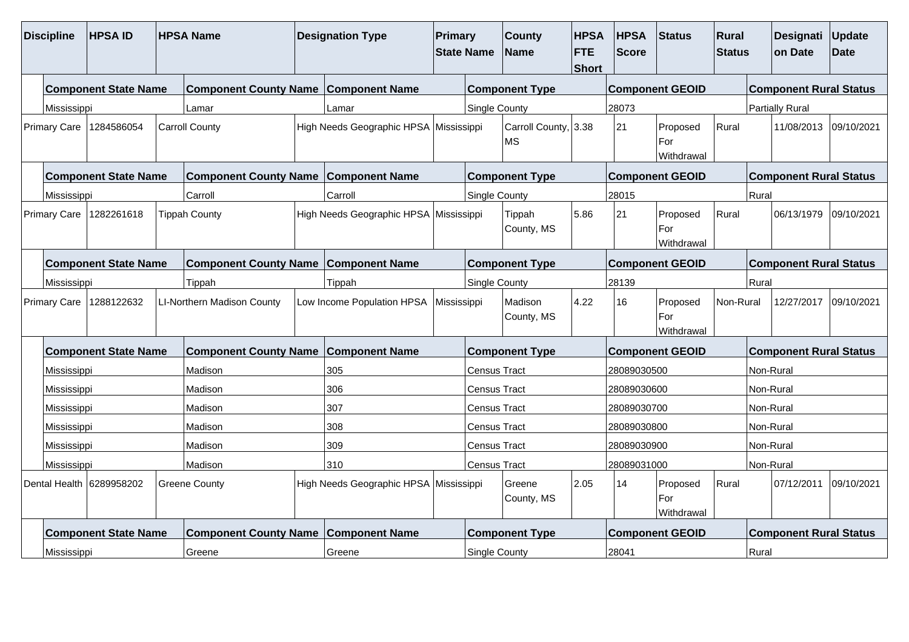| Discipline | HPSA ID | HPSA Name | Designation Type | Primary State Name | County Name | HPSA FTE Short | HPSA Score | Status | Rural Status | Designation Date | Update Date |
|---|---|---|---|---|---|---|---|---|---|---|---|
| | Component State Name | Component County Name | Component Name | Component Type | Component GEOID | Component Rural Status | | | | | |
| | Mississippi | Lamar | Lamar | Single County | 28073 | Partially Rural | | | | | |
| Primary Care | 1284586054 | Carroll County | High Needs Geographic HPSA | Mississippi | Carroll County, MS | 3.38 | 21 | Proposed For Withdrawal | Rural | 11/08/2013 | 09/10/2021 |
| | Component State Name | Component County Name | Component Name | Component Type | Component GEOID | Component Rural Status | | | | | |
| | Mississippi | Carroll | Carroll | Single County | 28015 | Rural | | | | | |
| Primary Care | 1282261618 | Tippah County | High Needs Geographic HPSA | Mississippi | Tippah County, MS | 5.86 | 21 | Proposed For Withdrawal | Rural | 06/13/1979 | 09/10/2021 |
| | Component State Name | Component County Name | Component Name | Component Type | Component GEOID | Component Rural Status | | | | | |
| | Mississippi | Tippah | Tippah | Single County | 28139 | Rural | | | | | |
| Primary Care | 1288122632 | LI-Northern Madison County | Low Income Population HPSA | Mississippi | Madison County, MS | 4.22 | 16 | Proposed For Withdrawal | Non-Rural | 12/27/2017 | 09/10/2021 |
| | Component State Name | Component County Name | Component Name | Component Type | Component GEOID | Component Rural Status | | | | | |
| | Mississippi | Madison | 305 | Census Tract | 28089030500 | Non-Rural | | | | | |
| | Mississippi | Madison | 306 | Census Tract | 28089030600 | Non-Rural | | | | | |
| | Mississippi | Madison | 307 | Census Tract | 28089030700 | Non-Rural | | | | | |
| | Mississippi | Madison | 308 | Census Tract | 28089030800 | Non-Rural | | | | | |
| | Mississippi | Madison | 309 | Census Tract | 28089030900 | Non-Rural | | | | | |
| | Mississippi | Madison | 310 | Census Tract | 28089031000 | Non-Rural | | | | | |
| Dental Health | 6289958202 | Greene County | High Needs Geographic HPSA | Mississippi | Greene County, MS | 2.05 | 14 | Proposed For Withdrawal | Rural | 07/12/2011 | 09/10/2021 |
| | Component State Name | Component County Name | Component Name | Component Type | Component GEOID | Component Rural Status | | | | | |
| | Mississippi | Greene | Greene | Single County | 28041 | Rural | | | | | |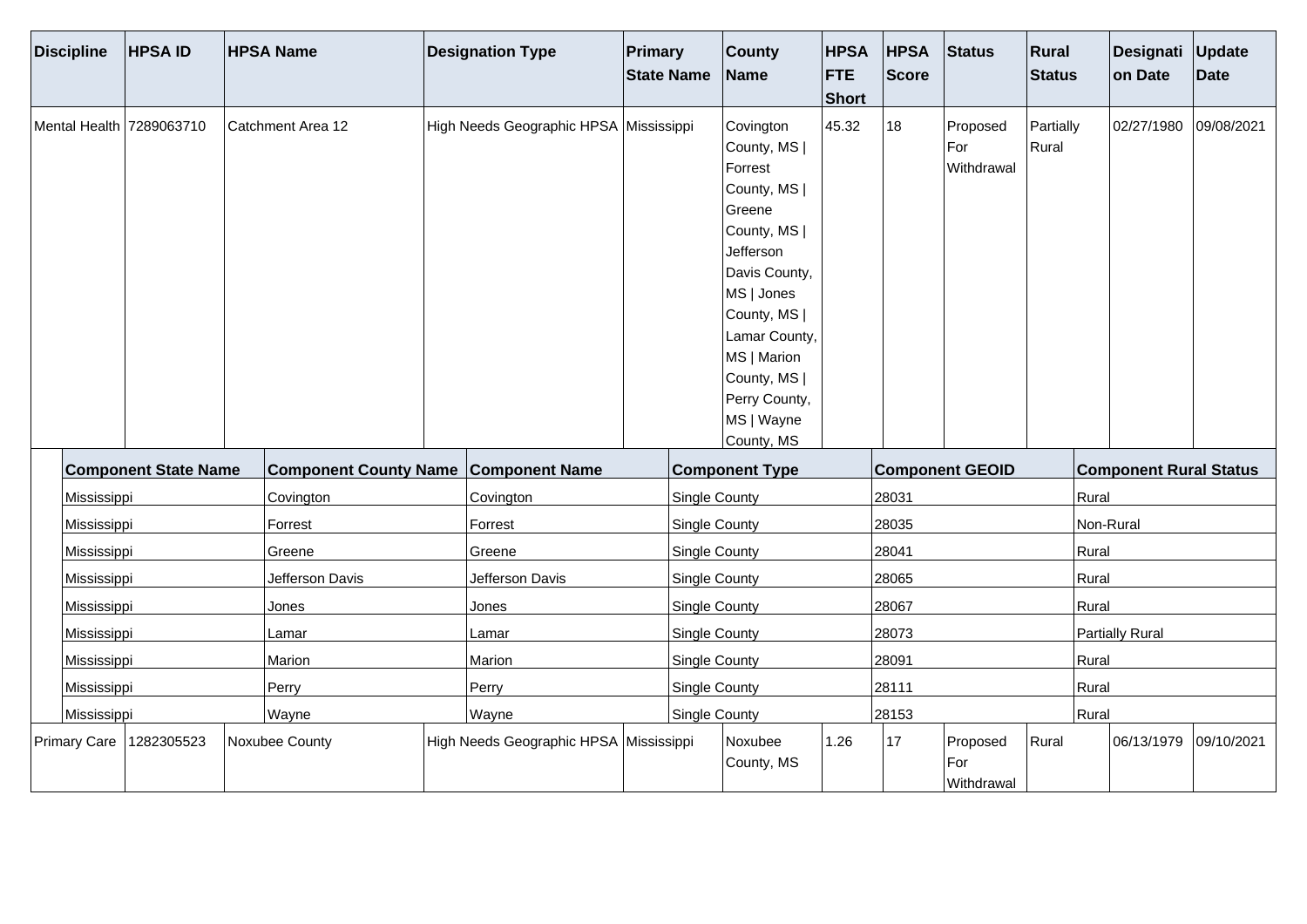| Discipline | HPSA ID | HPSA Name | Designation Type | Primary State Name | County Name | HPSA FTE Short | HPSA Score | Status | Rural Status | Designation Date | Update Date |
|---|---|---|---|---|---|---|---|---|---|---|---|
| Mental Health | 7289063710 | Catchment Area 12 | High Needs Geographic HPSA | Mississippi | Covington County, MS \| Forrest County, MS \| Greene County, MS \| Jefferson Davis County, MS \| Jones County, MS \| Lamar County, MS \| Marion County, MS \| Perry County, MS \| Wayne County, MS | 45.32 | 18 | Proposed For Withdrawal | Partially Rural | 02/27/1980 | 09/08/2021 |

| Component State Name | Component County Name | Component Name | Component Type | Component GEOID | Component Rural Status |
|---|---|---|---|---|---|
| Mississippi | Covington | Covington | Single County | 28031 | Rural |
| Mississippi | Forrest | Forrest | Single County | 28035 | Non-Rural |
| Mississippi | Greene | Greene | Single County | 28041 | Rural |
| Mississippi | Jefferson Davis | Jefferson Davis | Single County | 28065 | Rural |
| Mississippi | Jones | Jones | Single County | 28067 | Rural |
| Mississippi | Lamar | Lamar | Single County | 28073 | Partially Rural |
| Mississippi | Marion | Marion | Single County | 28091 | Rural |
| Mississippi | Perry | Perry | Single County | 28111 | Rural |
| Mississippi | Wayne | Wayne | Single County | 28153 | Rural |

| Discipline | HPSA ID | HPSA Name | Designation Type | Primary State Name | County Name | HPSA FTE Short | HPSA Score | Status | Rural Status | Designation Date | Update Date |
|---|---|---|---|---|---|---|---|---|---|---|---|
| Primary Care | 1282305523 | Noxubee County | High Needs Geographic HPSA | Mississippi | Noxubee County, MS | 1.26 | 17 | Proposed For Withdrawal | Rural | 06/13/1979 | 09/10/2021 |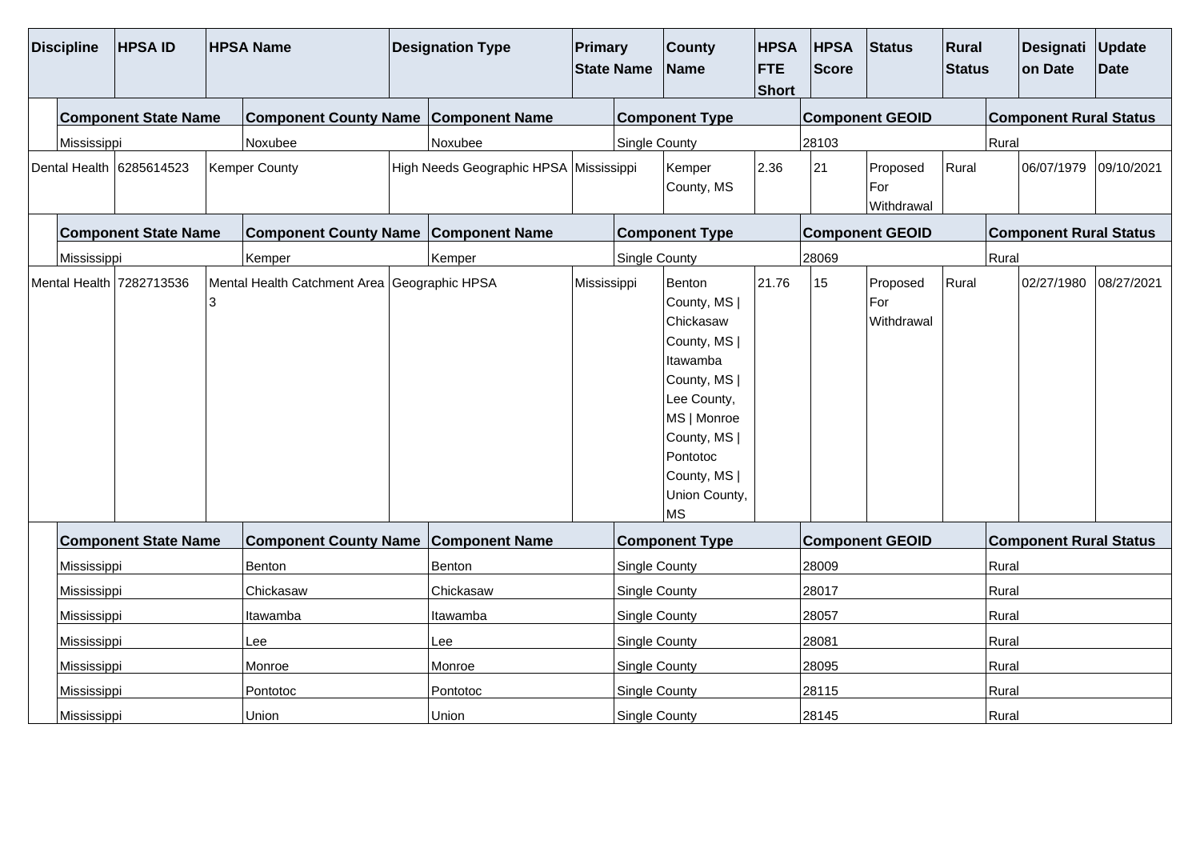| Discipline | HPSA ID | HPSA Name | Designation Type | Primary State Name | County Name | HPSA FTE Short | HPSA Score | Status | Rural Status | Designation Date | Update Date |
|---|---|---|---|---|---|---|---|---|---|---|---|
| | **Component State Name** | | **Component County Name** | **Component Name** | | **Component Type** | | **Component GEOID** | | **Component Rural Status** | |
| | Mississippi | | Noxubee | Noxubee | | Single County | | 28103 | | Rural | |
| Dental Health | 6285614523 | Kemper County | High Needs Geographic HPSA | Mississippi | Kemper County, MS | 2.36 | 21 | Proposed For Withdrawal | Rural | 06/07/1979 | 09/10/2021 |
| | **Component State Name** | | **Component County Name** | **Component Name** | | **Component Type** | | **Component GEOID** | | **Component Rural Status** | |
| | Mississippi | | Kemper | Kemper | | Single County | | 28069 | | Rural | |
| Mental Health | 7282713536 | Mental Health Catchment Area 3 | Geographic HPSA | Mississippi | Benton County, MS \| Chickasaw County, MS \| Itawamba County, MS \| Lee County, MS \| Monroe County, MS \| Pontotoc County, MS \| Union County, MS | 21.76 | 15 | Proposed For Withdrawal | Rural | 02/27/1980 | 08/27/2021 |
| | **Component State Name** | | **Component County Name** | **Component Name** | | **Component Type** | | **Component GEOID** | | **Component Rural Status** | |
| | Mississippi | | Benton | Benton | | Single County | | 28009 | | Rural | |
| | Mississippi | | Chickasaw | Chickasaw | | Single County | | 28017 | | Rural | |
| | Mississippi | | Itawamba | Itawamba | | Single County | | 28057 | | Rural | |
| | Mississippi | | Lee | Lee | | Single County | | 28081 | | Rural | |
| | Mississippi | | Monroe | Monroe | | Single County | | 28095 | | Rural | |
| | Mississippi | | Pontotoc | Pontotoc | | Single County | | 28115 | | Rural | |
| | Mississippi | | Union | Union | | Single County | | 28145 | | Rural | |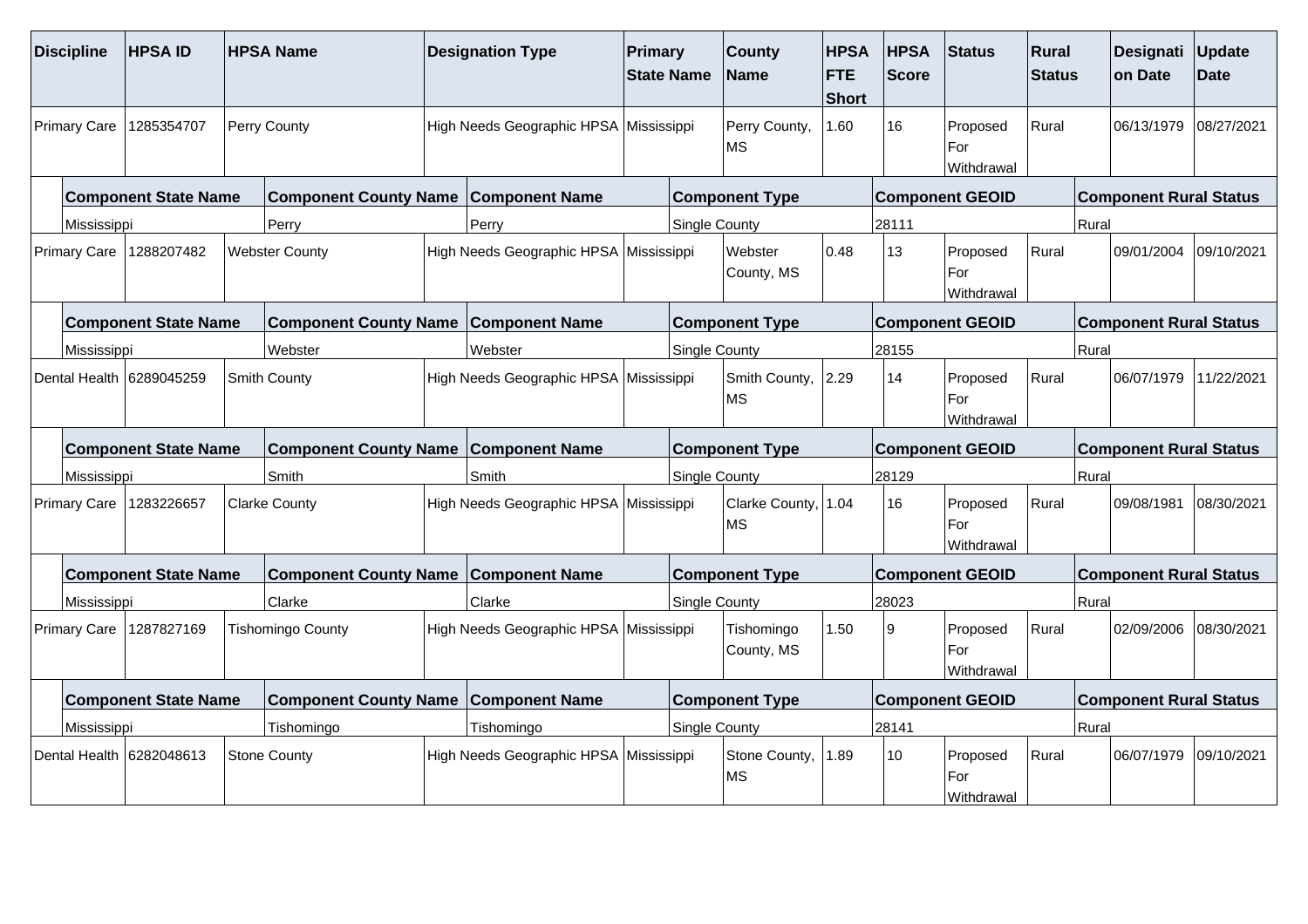| Discipline | HPSA ID | HPSA Name | Designation Type | Primary State Name | County Name | HPSA FTE Short | HPSA Score | Status | Rural Status | Designation Date | Update Date |
|---|---|---|---|---|---|---|---|---|---|---|---|
| Primary Care | 1285354707 | Perry County | High Needs Geographic HPSA | Mississippi | Perry County, MS | 1.60 | 16 | Proposed For Withdrawal | Rural | 06/13/1979 | 08/27/2021 |
| | **Component State Name** | **Component County Name** | **Component Name** | **Component Type** | | **Component GEOID** | | **Component Rural Status** | | | |
| | Mississippi | Perry | Perry | Single County | | 28111 | | Rural | | | |
| Primary Care | 1288207482 | Webster County | High Needs Geographic HPSA | Mississippi | Webster County, MS | 0.48 | 13 | Proposed For Withdrawal | Rural | 09/01/2004 | 09/10/2021 |
| | **Component State Name** | **Component County Name** | **Component Name** | **Component Type** | | **Component GEOID** | | **Component Rural Status** | | | |
| | Mississippi | Webster | Webster | Single County | | 28155 | | Rural | | | |
| Dental Health | 6289045259 | Smith County | High Needs Geographic HPSA | Mississippi | Smith County, MS | 2.29 | 14 | Proposed For Withdrawal | Rural | 06/07/1979 | 11/22/2021 |
| | **Component State Name** | **Component County Name** | **Component Name** | **Component Type** | | **Component GEOID** | | **Component Rural Status** | | | |
| | Mississippi | Smith | Smith | Single County | | 28129 | | Rural | | | |
| Primary Care | 1283226657 | Clarke County | High Needs Geographic HPSA | Mississippi | Clarke County, MS | 1.04 | 16 | Proposed For Withdrawal | Rural | 09/08/1981 | 08/30/2021 |
| | **Component State Name** | **Component County Name** | **Component Name** | **Component Type** | | **Component GEOID** | | **Component Rural Status** | | | |
| | Mississippi | Clarke | Clarke | Single County | | 28023 | | Rural | | | |
| Primary Care | 1287827169 | Tishomingo County | High Needs Geographic HPSA | Mississippi | Tishomingo County, MS | 1.50 | 9 | Proposed For Withdrawal | Rural | 02/09/2006 | 08/30/2021 |
| | **Component State Name** | **Component County Name** | **Component Name** | **Component Type** | | **Component GEOID** | | **Component Rural Status** | | | |
| | Mississippi | Tishomingo | Tishomingo | Single County | | 28141 | | Rural | | | |
| Dental Health | 6282048613 | Stone County | High Needs Geographic HPSA | Mississippi | Stone County, MS | 1.89 | 10 | Proposed For Withdrawal | Rural | 06/07/1979 | 09/10/2021 |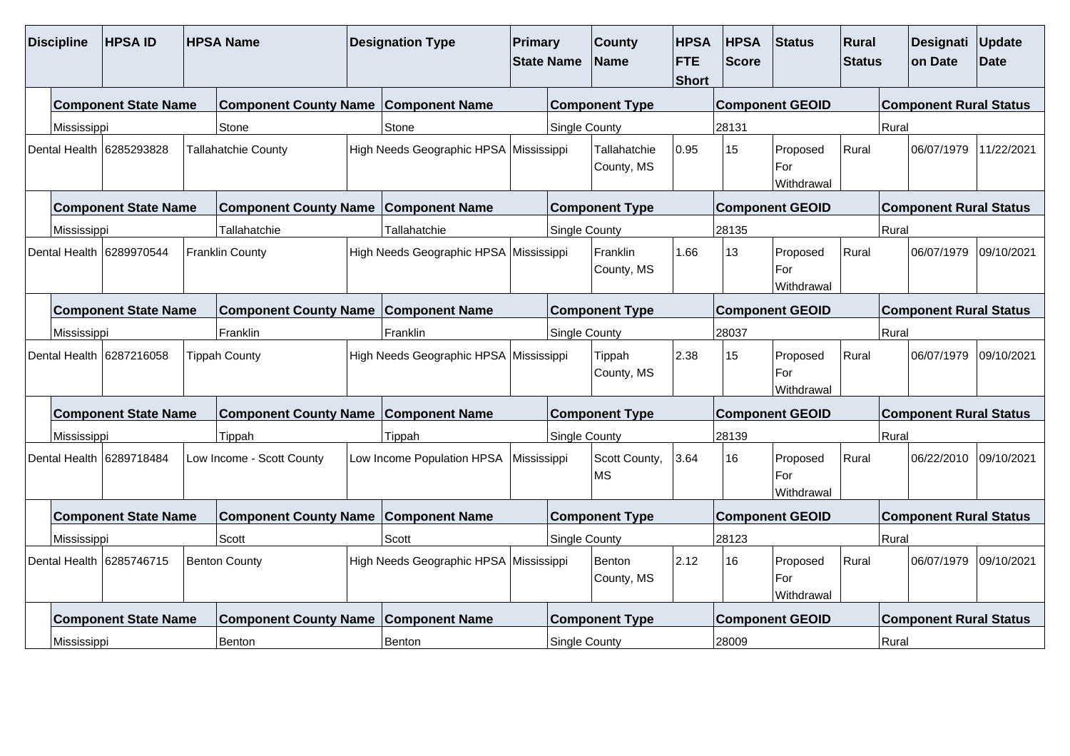| Discipline | HPSA ID | HPSA Name | Designation Type | Primary State Name | County Name | HPSA FTE Short | HPSA Score | Status | Rural Status | Designation Date | Update Date |
|---|---|---|---|---|---|---|---|---|---|---|---|
| | **Component State Name** | | **Component County Name** | **Component Name** | | **Component Type** | | **Component GEOID** | | **Component Rural Status** | |
| | Mississippi | | Stone | Stone | | Single County | | 28131 | | Rural | |
| Dental Health | 6285293828 | Tallahatchie County | High Needs Geographic HPSA | Mississippi | Tallahatchie County, MS | 0.95 | 15 | Proposed For Withdrawal | Rural | 06/07/1979 | 11/22/2021 |
| | **Component State Name** | | **Component County Name** | **Component Name** | | **Component Type** | | **Component GEOID** | | **Component Rural Status** | |
| | Mississippi | | Tallahatchie | Tallahatchie | | Single County | | 28135 | | Rural | |
| Dental Health | 6289970544 | Franklin County | High Needs Geographic HPSA | Mississippi | Franklin County, MS | 1.66 | 13 | Proposed For Withdrawal | Rural | 06/07/1979 | 09/10/2021 |
| | **Component State Name** | | **Component County Name** | **Component Name** | | **Component Type** | | **Component GEOID** | | **Component Rural Status** | |
| | Mississippi | | Franklin | Franklin | | Single County | | 28037 | | Rural | |
| Dental Health | 6287216058 | Tippah County | High Needs Geographic HPSA | Mississippi | Tippah County, MS | 2.38 | 15 | Proposed For Withdrawal | Rural | 06/07/1979 | 09/10/2021 |
| | **Component State Name** | | **Component County Name** | **Component Name** | | **Component Type** | | **Component GEOID** | | **Component Rural Status** | |
| | Mississippi | | Tippah | Tippah | | Single County | | 28139 | | Rural | |
| Dental Health | 6289718484 | Low Income - Scott County | Low Income Population HPSA | Mississippi | Scott County, MS | 3.64 | 16 | Proposed For Withdrawal | Rural | 06/22/2010 | 09/10/2021 |
| | **Component State Name** | | **Component County Name** | **Component Name** | | **Component Type** | | **Component GEOID** | | **Component Rural Status** | |
| | Mississippi | | Scott | Scott | | Single County | | 28123 | | Rural | |
| Dental Health | 6285746715 | Benton County | High Needs Geographic HPSA | Mississippi | Benton County, MS | 2.12 | 16 | Proposed For Withdrawal | Rural | 06/07/1979 | 09/10/2021 |
| | **Component State Name** | | **Component County Name** | **Component Name** | | **Component Type** | | **Component GEOID** | | **Component Rural Status** | |
| | Mississippi | | Benton | Benton | | Single County | | 28009 | | Rural | |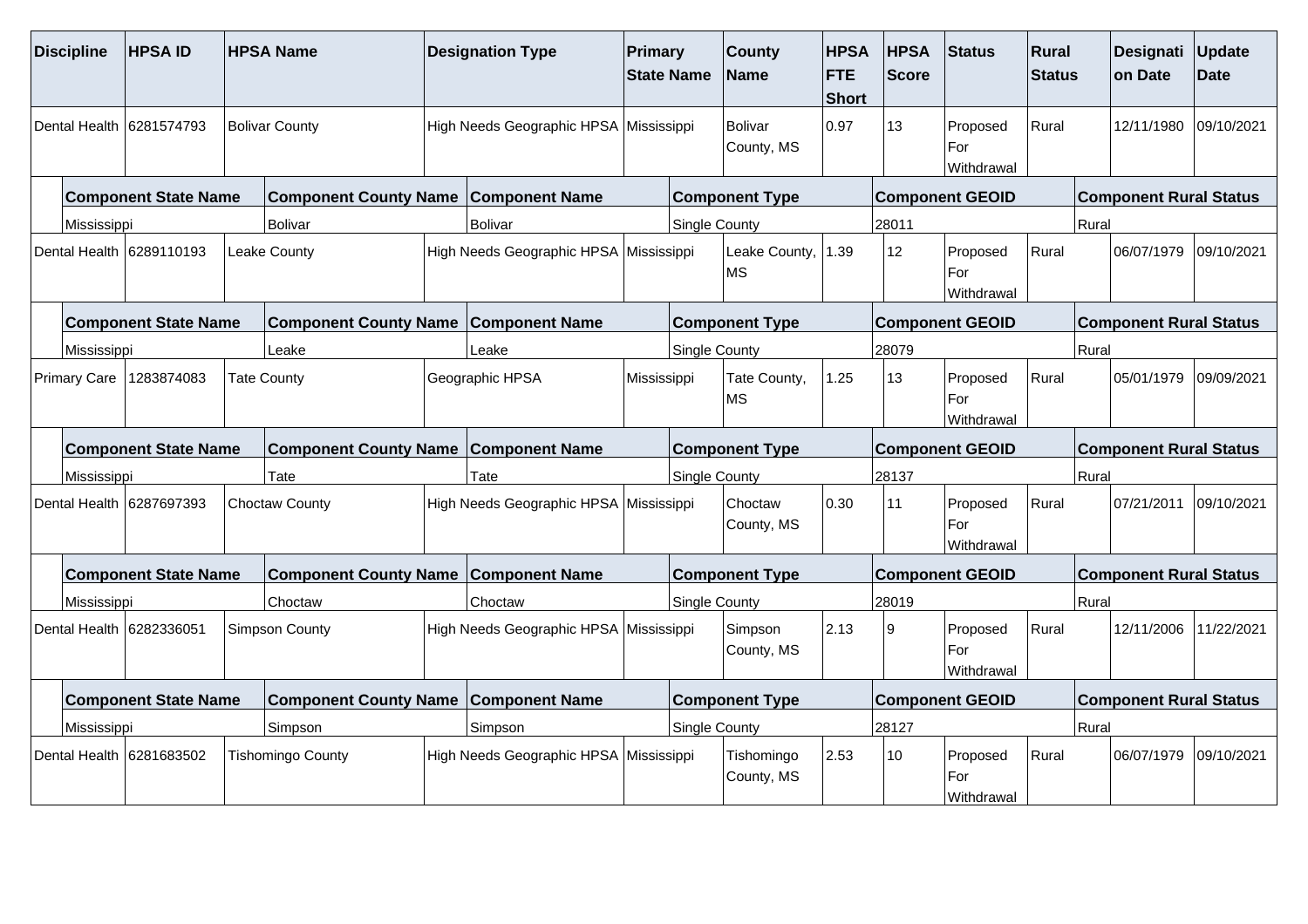| Discipline | HPSA ID | HPSA Name | Designation Type | Primary State Name | County Name | HPSA FTE Short | HPSA Score | Status | Rural Status | Designation Date | Update Date |
|---|---|---|---|---|---|---|---|---|---|---|---|
| Dental Health | 6281574793 | Bolivar County | High Needs Geographic HPSA | Mississippi | Bolivar County, MS | 0.97 | 13 | Proposed For Withdrawal | Rural | 12/11/1980 | 09/10/2021 |
| | **Component State Name** | **Component County Name** | **Component Name** | **Component Type** | | **Component GEOID** | | | **Component Rural Status** | | |
| | Mississippi | Bolivar | Bolivar | Single County | | 28011 | | | Rural | | |
| Dental Health | 6289110193 | Leake County | High Needs Geographic HPSA | Mississippi | Leake County, MS | 1.39 | 12 | Proposed For Withdrawal | Rural | 06/07/1979 | 09/10/2021 |
| | **Component State Name** | **Component County Name** | **Component Name** | **Component Type** | | **Component GEOID** | | | **Component Rural Status** | | |
| | Mississippi | Leake | Leake | Single County | | 28079 | | | Rural | | |
| Primary Care | 1283874083 | Tate County | Geographic HPSA | Mississippi | Tate County, MS | 1.25 | 13 | Proposed For Withdrawal | Rural | 05/01/1979 | 09/09/2021 |
| | **Component State Name** | **Component County Name** | **Component Name** | **Component Type** | | **Component GEOID** | | | **Component Rural Status** | | |
| | Mississippi | Tate | Tate | Single County | | 28137 | | | Rural | | |
| Dental Health | 6287697393 | Choctaw County | High Needs Geographic HPSA | Mississippi | Choctaw County, MS | 0.30 | 11 | Proposed For Withdrawal | Rural | 07/21/2011 | 09/10/2021 |
| | **Component State Name** | **Component County Name** | **Component Name** | **Component Type** | | **Component GEOID** | | | **Component Rural Status** | | |
| | Mississippi | Choctaw | Choctaw | Single County | | 28019 | | | Rural | | |
| Dental Health | 6282336051 | Simpson County | High Needs Geographic HPSA | Mississippi | Simpson County, MS | 2.13 | 9 | Proposed For Withdrawal | Rural | 12/11/2006 | 11/22/2021 |
| | **Component State Name** | **Component County Name** | **Component Name** | **Component Type** | | **Component GEOID** | | | **Component Rural Status** | | |
| | Mississippi | Simpson | Simpson | Single County | | 28127 | | | Rural | | |
| Dental Health | 6281683502 | Tishomingo County | High Needs Geographic HPSA | Mississippi | Tishomingo County, MS | 2.53 | 10 | Proposed For Withdrawal | Rural | 06/07/1979 | 09/10/2021 |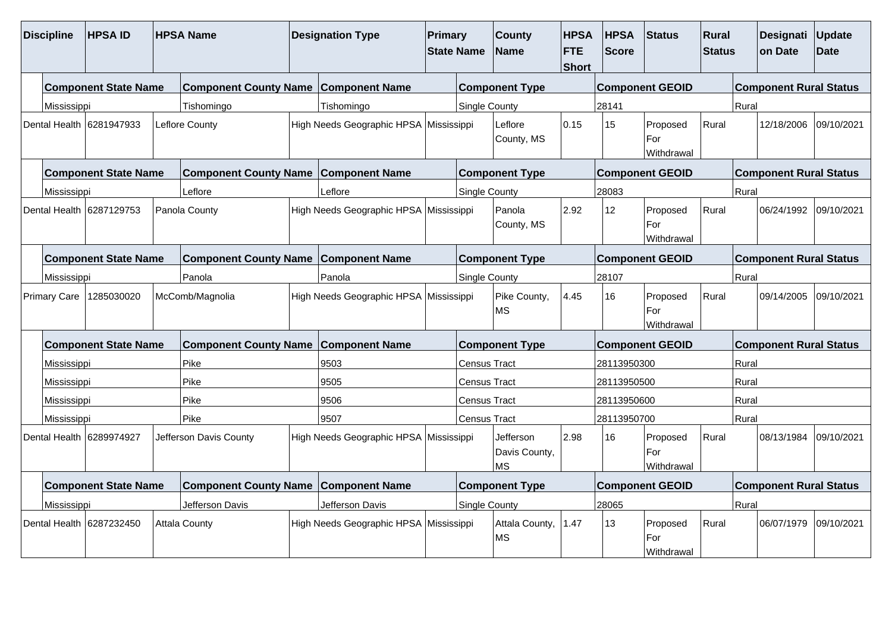| Discipline | HPSA ID | HPSA Name | Designation Type | Primary State Name | County Name | HPSA FTE Short | HPSA Score | Status | Rural Status | Designation Date | Update Date |
|---|---|---|---|---|---|---|---|---|---|---|---|
| | **Component State Name** | | **Component County Name** | **Component Name** | | **Component Type** | | **Component GEOID** | | **Component Rural Status** | |
| | Mississippi | | Tishomingo | Tishomingo | | Single County | | 28141 | | Rural | |
| Dental Health | 6281947933 | Leflore County | High Needs Geographic HPSA | Mississippi | Leflore County, MS | 0.15 | 15 | Proposed For Withdrawal | Rural | 12/18/2006 | 09/10/2021 |
| | **Component State Name** | | **Component County Name** | **Component Name** | | **Component Type** | | **Component GEOID** | | **Component Rural Status** | |
| | Mississippi | | Leflore | Leflore | | Single County | | 28083 | | Rural | |
| Dental Health | 6287129753 | Panola County | High Needs Geographic HPSA | Mississippi | Panola County, MS | 2.92 | 12 | Proposed For Withdrawal | Rural | 06/24/1992 | 09/10/2021 |
| | **Component State Name** | | **Component County Name** | **Component Name** | | **Component Type** | | **Component GEOID** | | **Component Rural Status** | |
| | Mississippi | | Panola | Panola | | Single County | | 28107 | | Rural | |
| Primary Care | 1285030020 | McComb/Magnolia | High Needs Geographic HPSA | Mississippi | Pike County, MS | 4.45 | 16 | Proposed For Withdrawal | Rural | 09/14/2005 | 09/10/2021 |
| | **Component State Name** | | **Component County Name** | **Component Name** | | **Component Type** | | **Component GEOID** | | **Component Rural Status** | |
| | Mississippi | | Pike | 9503 | | Census Tract | | 28113950300 | | Rural | |
| | Mississippi | | Pike | 9505 | | Census Tract | | 28113950500 | | Rural | |
| | Mississippi | | Pike | 9506 | | Census Tract | | 28113950600 | | Rural | |
| | Mississippi | | Pike | 9507 | | Census Tract | | 28113950700 | | Rural | |
| Dental Health | 6289974927 | Jefferson Davis County | High Needs Geographic HPSA | Mississippi | Jefferson Davis County, MS | 2.98 | 16 | Proposed For Withdrawal | Rural | 08/13/1984 | 09/10/2021 |
| | **Component State Name** | | **Component County Name** | **Component Name** | | **Component Type** | | **Component GEOID** | | **Component Rural Status** | |
| | Mississippi | | Jefferson Davis | Jefferson Davis | | Single County | | 28065 | | Rural | |
| Dental Health | 6287232450 | Attala County | High Needs Geographic HPSA | Mississippi | Attala County, MS | 1.47 | 13 | Proposed For Withdrawal | Rural | 06/07/1979 | 09/10/2021 |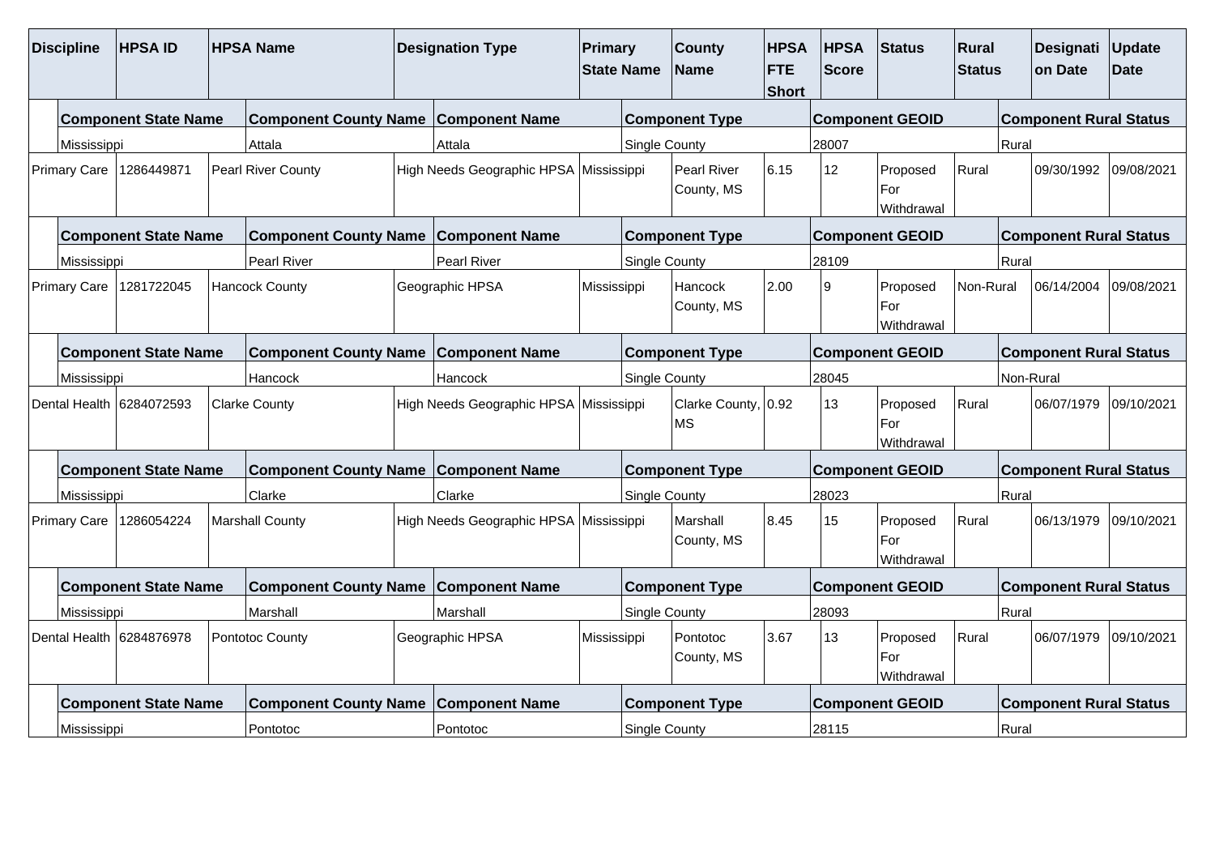| Discipline | HPSA ID | HPSA Name | Designation Type | Primary State Name | County Name | HPSA FTE Short | HPSA Score | Status | Rural Status | Designation Date | Update Date |
|---|---|---|---|---|---|---|---|---|---|---|---|
| | Component State Name | Component County Name | Component Name | Component Type | | Component GEOID | | | Component Rural Status | | |
| | Mississippi | Attala | Attala | Single County | | 28007 | | | Rural | | |
| Primary Care | 1286449871 | Pearl River County | High Needs Geographic HPSA | Mississippi | Pearl River County, MS | 6.15 | 12 | Proposed For Withdrawal | Rural | 09/30/1992 | 09/08/2021 |
| | Component State Name | Component County Name | Component Name | Component Type | | Component GEOID | | | Component Rural Status | | |
| | Mississippi | Pearl River | Pearl River | Single County | | 28109 | | | Rural | | |
| Primary Care | 1281722045 | Hancock County | Geographic HPSA | Mississippi | Hancock County, MS | 2.00 | 9 | Proposed For Withdrawal | Non-Rural | 06/14/2004 | 09/08/2021 |
| | Component State Name | Component County Name | Component Name | Component Type | | Component GEOID | | | Component Rural Status | | |
| | Mississippi | Hancock | Hancock | Single County | | 28045 | | | Non-Rural | | |
| Dental Health | 6284072593 | Clarke County | High Needs Geographic HPSA | Mississippi | Clarke County, MS | 0.92 | 13 | Proposed For Withdrawal | Rural | 06/07/1979 | 09/10/2021 |
| | Component State Name | Component County Name | Component Name | Component Type | | Component GEOID | | | Component Rural Status | | |
| | Mississippi | Clarke | Clarke | Single County | | 28023 | | | Rural | | |
| Primary Care | 1286054224 | Marshall County | High Needs Geographic HPSA | Mississippi | Marshall County, MS | 8.45 | 15 | Proposed For Withdrawal | Rural | 06/13/1979 | 09/10/2021 |
| | Component State Name | Component County Name | Component Name | Component Type | | Component GEOID | | | Component Rural Status | | |
| | Mississippi | Marshall | Marshall | Single County | | 28093 | | | Rural | | |
| Dental Health | 6284876978 | Pontotoc County | Geographic HPSA | Mississippi | Pontotoc County, MS | 3.67 | 13 | Proposed For Withdrawal | Rural | 06/07/1979 | 09/10/2021 |
| | Component State Name | Component County Name | Component Name | Component Type | | Component GEOID | | | Component Rural Status | | |
| | Mississippi | Pontotoc | Pontotoc | Single County | | 28115 | | | Rural | | |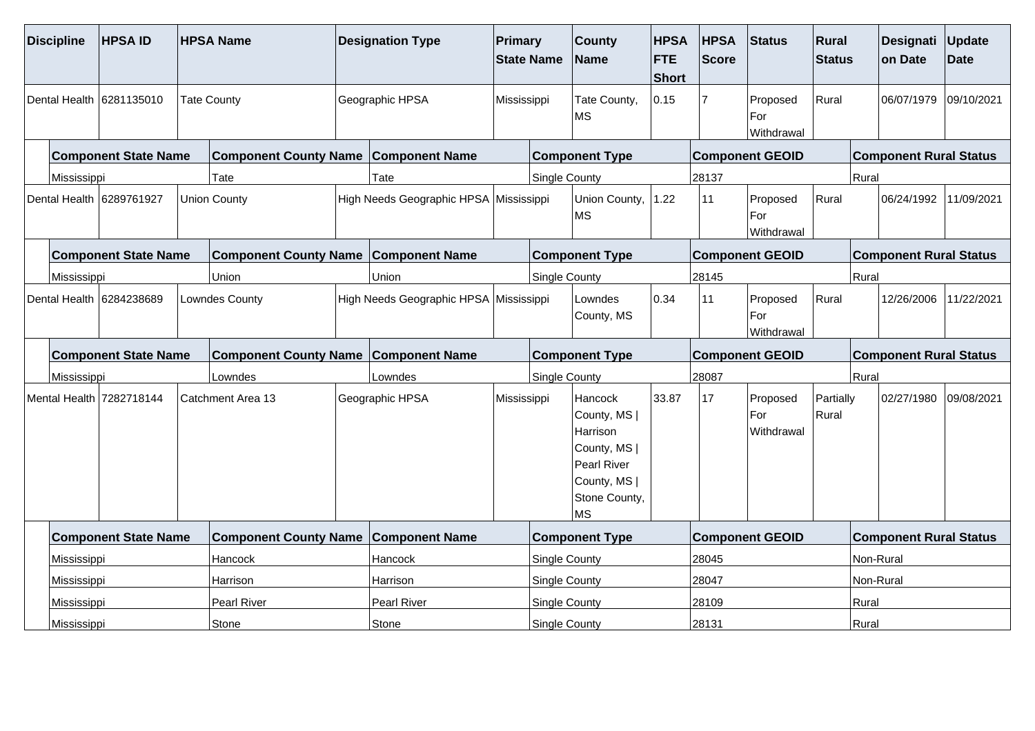| Discipline | HPSA ID | HPSA Name | Designation Type | Primary State Name | County Name | HPSA FTE Short | HPSA Score | Status | Rural Status | Designation Date | Update Date |
|---|---|---|---|---|---|---|---|---|---|---|---|
| Dental Health | 6281135010 | Tate County | Geographic HPSA | Mississippi | Tate County, MS | 0.15 | 7 | Proposed For Withdrawal | Rural | 06/07/1979 | 09/10/2021 |

| Component State Name | Component County Name | Component Name | Component Type | Component GEOID | Component Rural Status |
|---|---|---|---|---|---|
| Mississippi | Tate | Tate | Single County | 28137 | Rural |

| Discipline | HPSA ID | HPSA Name | Designation Type | Primary State Name | County Name | HPSA FTE Short | HPSA Score | Status | Rural Status | Designation Date | Update Date |
|---|---|---|---|---|---|---|---|---|---|---|---|
| Dental Health | 6289761927 | Union County | High Needs Geographic HPSA | Mississippi | Union County, MS | 1.22 | 11 | Proposed For Withdrawal | Rural | 06/24/1992 | 11/09/2021 |

| Component State Name | Component County Name | Component Name | Component Type | Component GEOID | Component Rural Status |
|---|---|---|---|---|---|
| Mississippi | Union | Union | Single County | 28145 | Rural |

| Discipline | HPSA ID | HPSA Name | Designation Type | Primary State Name | County Name | HPSA FTE Short | HPSA Score | Status | Rural Status | Designation Date | Update Date |
|---|---|---|---|---|---|---|---|---|---|---|---|
| Dental Health | 6284238689 | Lowndes County | High Needs Geographic HPSA | Mississippi | Lowndes County, MS | 0.34 | 11 | Proposed For Withdrawal | Rural | 12/26/2006 | 11/22/2021 |

| Component State Name | Component County Name | Component Name | Component Type | Component GEOID | Component Rural Status |
|---|---|---|---|---|---|
| Mississippi | Lowndes | Lowndes | Single County | 28087 | Rural |

| Discipline | HPSA ID | HPSA Name | Designation Type | Primary State Name | County Name | HPSA FTE Short | HPSA Score | Status | Rural Status | Designation Date | Update Date |
|---|---|---|---|---|---|---|---|---|---|---|---|
| Mental Health | 7282718144 | Catchment Area 13 | Geographic HPSA | Mississippi | Hancock County, MS \| Harrison County, MS \| Pearl River County, MS \| Stone County, MS | 33.87 | 17 | Proposed For Withdrawal | Partially Rural | 02/27/1980 | 09/08/2021 |

| Component State Name | Component County Name | Component Name | Component Type | Component GEOID | Component Rural Status |
|---|---|---|---|---|---|
| Mississippi | Hancock | Hancock | Single County | 28045 | Non-Rural |
| Mississippi | Harrison | Harrison | Single County | 28047 | Non-Rural |
| Mississippi | Pearl River | Pearl River | Single County | 28109 | Rural |
| Mississippi | Stone | Stone | Single County | 28131 | Rural |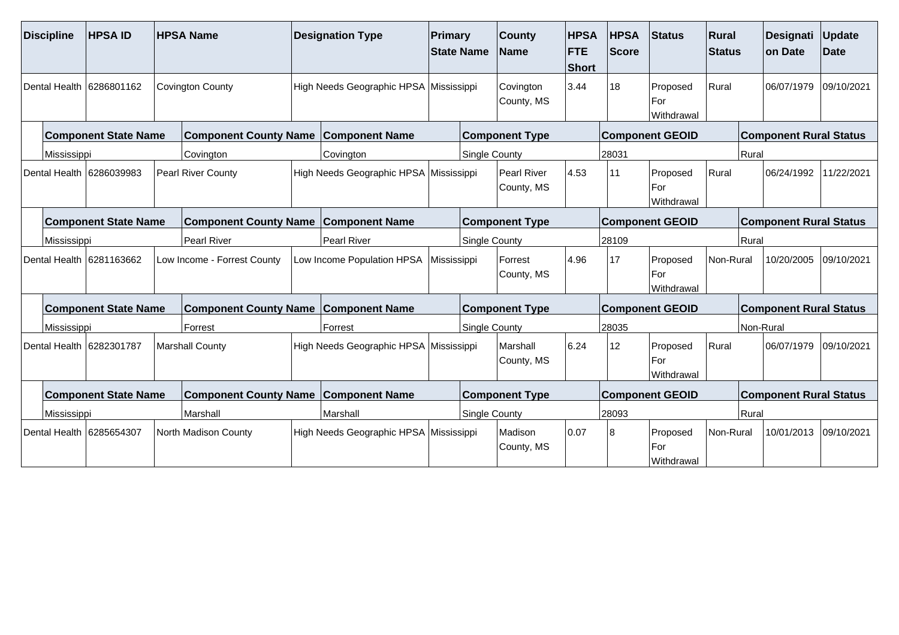| Discipline | HPSA ID | HPSA Name | Designation Type | Primary State Name | County Name | HPSA FTE Short | HPSA Score | Status | Rural Status | Designation Date | Update Date |
|---|---|---|---|---|---|---|---|---|---|---|---|
| Dental Health | 6286801162 | Covington County | High Needs Geographic HPSA | Mississippi | Covington County, MS | 3.44 | 18 | Proposed For Withdrawal | Rural | 06/07/1979 | 09/10/2021 |

| Component State Name | Component County Name | Component Name | Component Type | Component GEOID | Component Rural Status |
|---|---|---|---|---|---|
| Mississippi | Covington | Covington | Single County | 28031 | Rural |

| Discipline | HPSA ID | HPSA Name | Designation Type | Primary State Name | County Name | HPSA FTE Short | HPSA Score | Status | Rural Status | Designation Date | Update Date |
|---|---|---|---|---|---|---|---|---|---|---|---|
| Dental Health | 6286039983 | Pearl River County | High Needs Geographic HPSA | Mississippi | Pearl River County, MS | 4.53 | 11 | Proposed For Withdrawal | Rural | 06/24/1992 | 11/22/2021 |

| Component State Name | Component County Name | Component Name | Component Type | Component GEOID | Component Rural Status |
|---|---|---|---|---|---|
| Mississippi | Pearl River | Pearl River | Single County | 28109 | Rural |

| Discipline | HPSA ID | HPSA Name | Designation Type | Primary State Name | County Name | HPSA FTE Short | HPSA Score | Status | Rural Status | Designation Date | Update Date |
|---|---|---|---|---|---|---|---|---|---|---|---|
| Dental Health | 6281163662 | Low Income - Forrest County | Low Income Population HPSA | Mississippi | Forrest County, MS | 4.96 | 17 | Proposed For Withdrawal | Non-Rural | 10/20/2005 | 09/10/2021 |

| Component State Name | Component County Name | Component Name | Component Type | Component GEOID | Component Rural Status |
|---|---|---|---|---|---|
| Mississippi | Forrest | Forrest | Single County | 28035 | Non-Rural |

| Discipline | HPSA ID | HPSA Name | Designation Type | Primary State Name | County Name | HPSA FTE Short | HPSA Score | Status | Rural Status | Designation Date | Update Date |
|---|---|---|---|---|---|---|---|---|---|---|---|
| Dental Health | 6282301787 | Marshall County | High Needs Geographic HPSA | Mississippi | Marshall County, MS | 6.24 | 12 | Proposed For Withdrawal | Rural | 06/07/1979 | 09/10/2021 |

| Component State Name | Component County Name | Component Name | Component Type | Component GEOID | Component Rural Status |
|---|---|---|---|---|---|
| Mississippi | Marshall | Marshall | Single County | 28093 | Rural |

| Discipline | HPSA ID | HPSA Name | Designation Type | Primary State Name | County Name | HPSA FTE Short | HPSA Score | Status | Rural Status | Designation Date | Update Date |
|---|---|---|---|---|---|---|---|---|---|---|---|
| Dental Health | 6285654307 | North Madison County | High Needs Geographic HPSA | Mississippi | Madison County, MS | 0.07 | 8 | Proposed For Withdrawal | Non-Rural | 10/01/2013 | 09/10/2021 |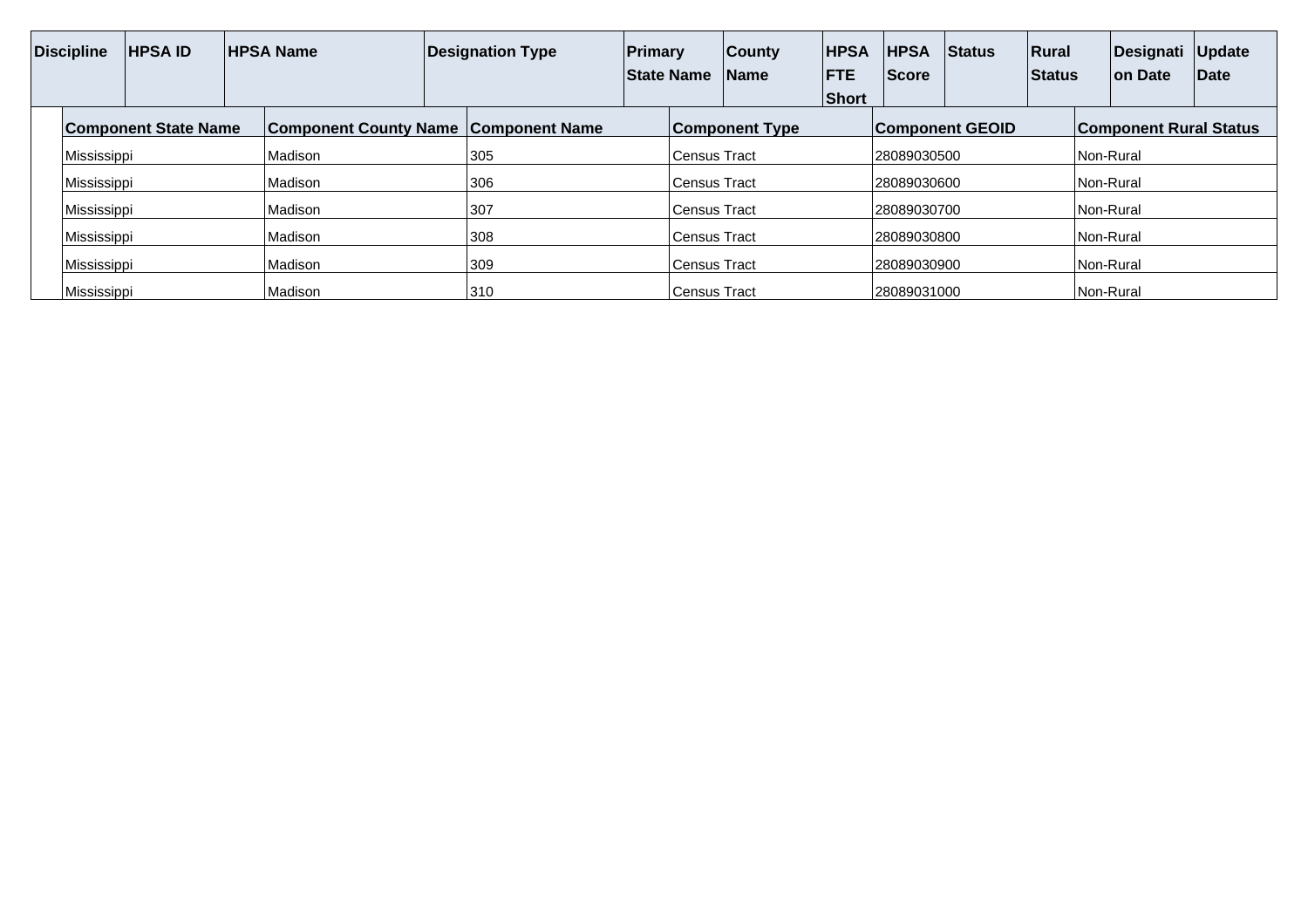| Discipline | HPSA ID | HPSA Name | Designation Type | Primary State Name | County Name | HPSA FTE Short | HPSA Score | Status | Rural Status | Designation Date | Update Date |
|---|---|---|---|---|---|---|---|---|---|---|---|

| Component State Name | Component County Name | Component Name | Component Type | Component GEOID | Component Rural Status |
|---|---|---|---|---|---|
| Mississippi | Madison | 305 | Census Tract | 28089030500 | Non-Rural |
| Mississippi | Madison | 306 | Census Tract | 28089030600 | Non-Rural |
| Mississippi | Madison | 307 | Census Tract | 28089030700 | Non-Rural |
| Mississippi | Madison | 308 | Census Tract | 28089030800 | Non-Rural |
| Mississippi | Madison | 309 | Census Tract | 28089030900 | Non-Rural |
| Mississippi | Madison | 310 | Census Tract | 28089031000 | Non-Rural |